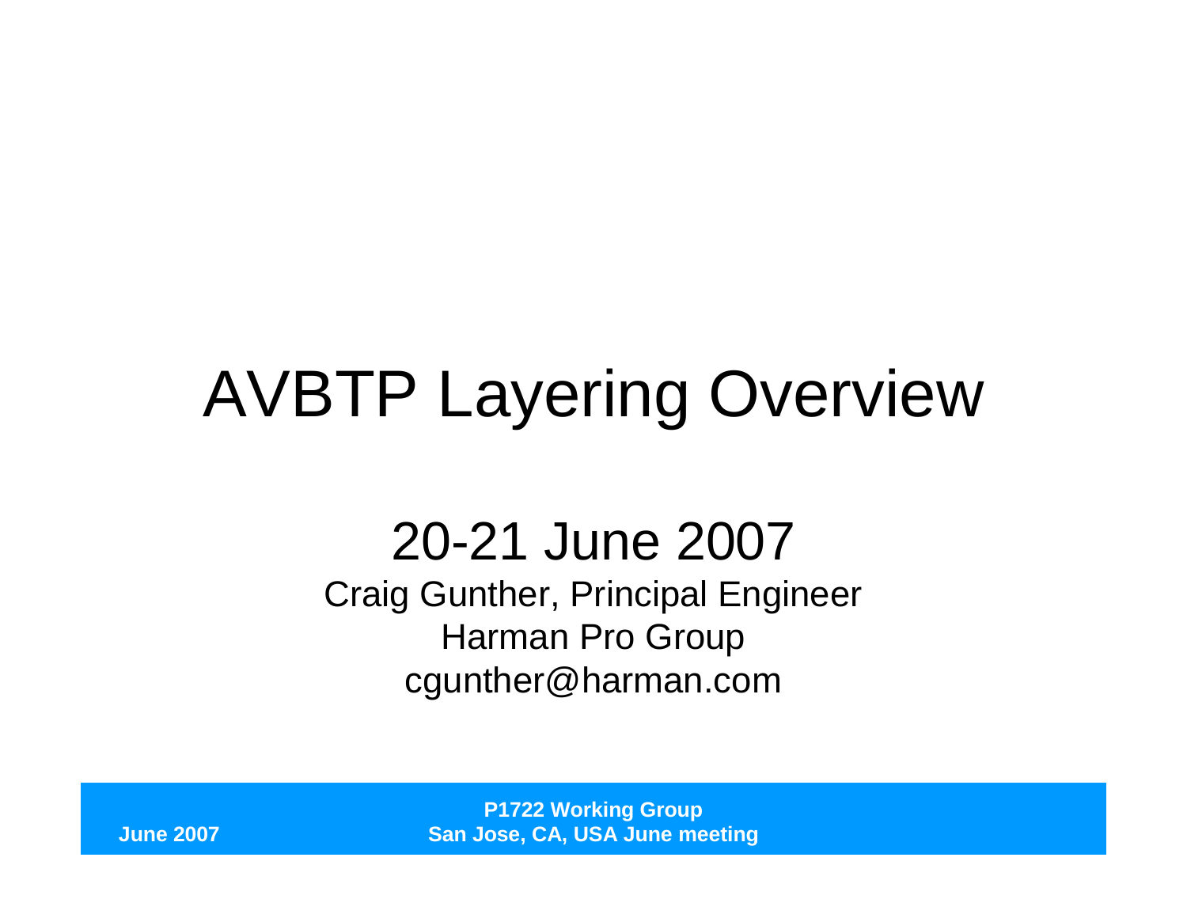# AVBTP Layering Overview

## 20-21 June 2007

Craig Gunther, Principal Engineer

Harman Pro Group

cgunther@harman.com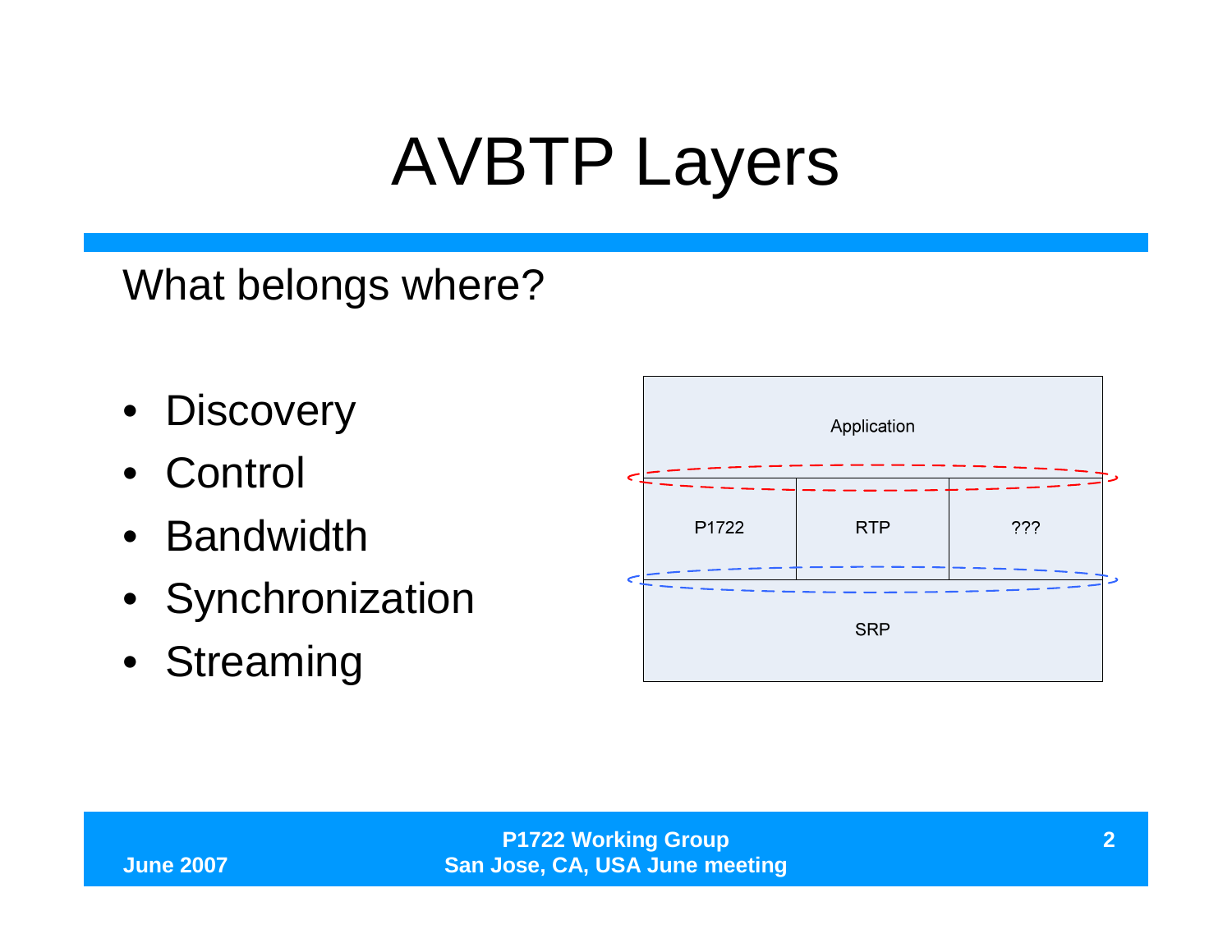# AVBTP Layers

What belongs where?

- Discovery
- Control
- Bandwidth
- Synchronization
- Streaming

| Application | | |
|---|---|---|
| P1722 | RTP | ??? |
| SRP | | |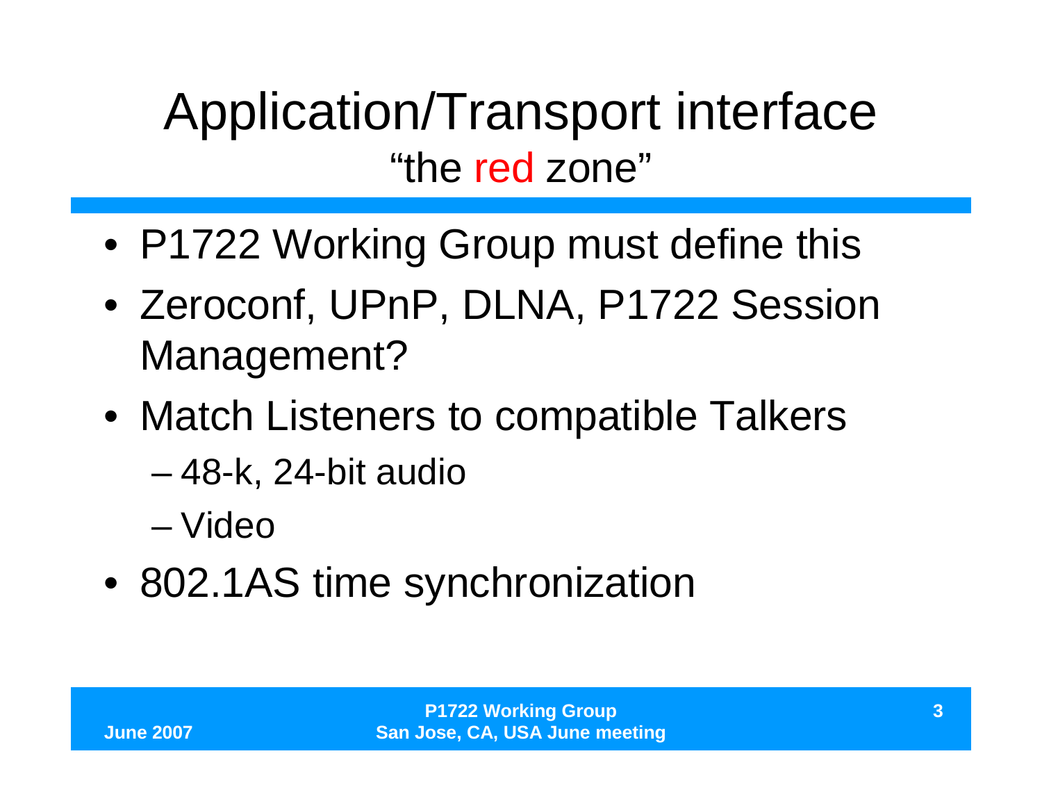# Application/Transport interface

## "the red zone"

- P1722 Working Group must define this
- Zeroconf, UPnP, DLNA, P1722 Session Management?
- Match Listeners to compatible Talkers
  - 48-k, 24-bit audio
  - Video
- 802.1AS time synchronization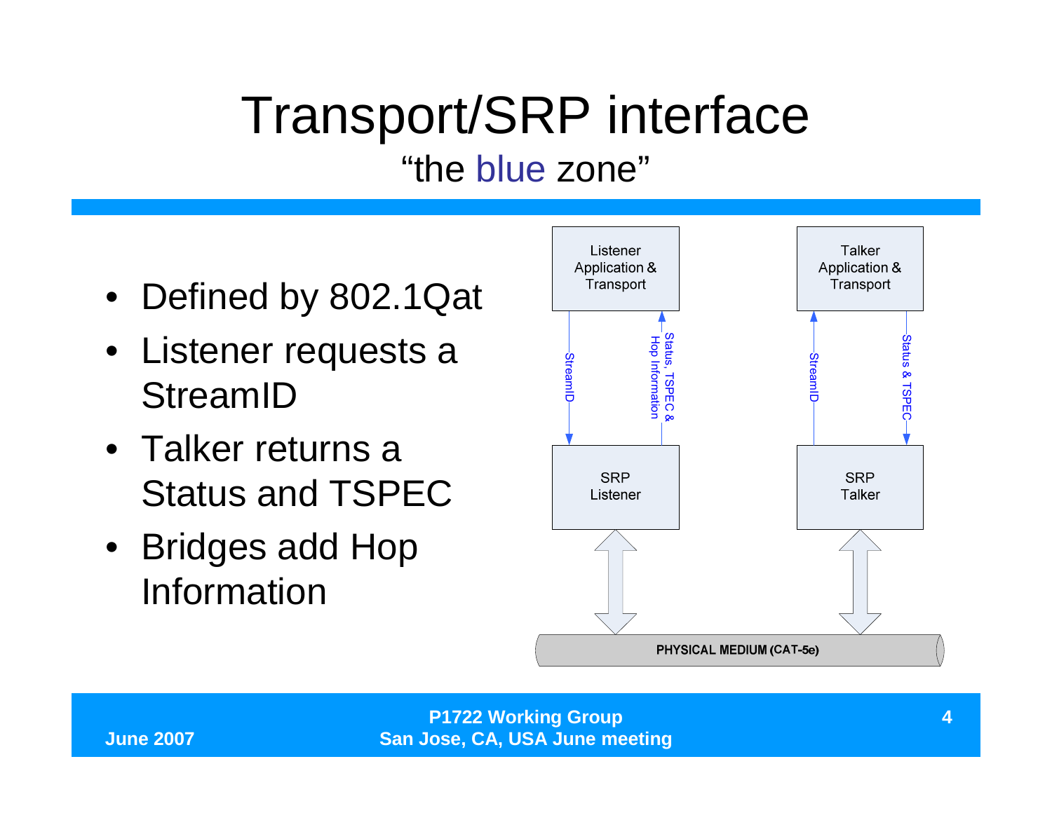# Transport/SRP interface

## "the blue zone"

- Defined by 802.1Qat
- Listener requests a StreamID
- Talker returns a Status and TSPEC
- Bridges add Hop Information

Listener Application & Transport

StreamID

Status, TSPEC & Hop Information

SRP Listener

Talker Application & Transport

StreamID

Status & TSPEC

SRP Talker

PHYSICAL MEDIUM (CAT-5e)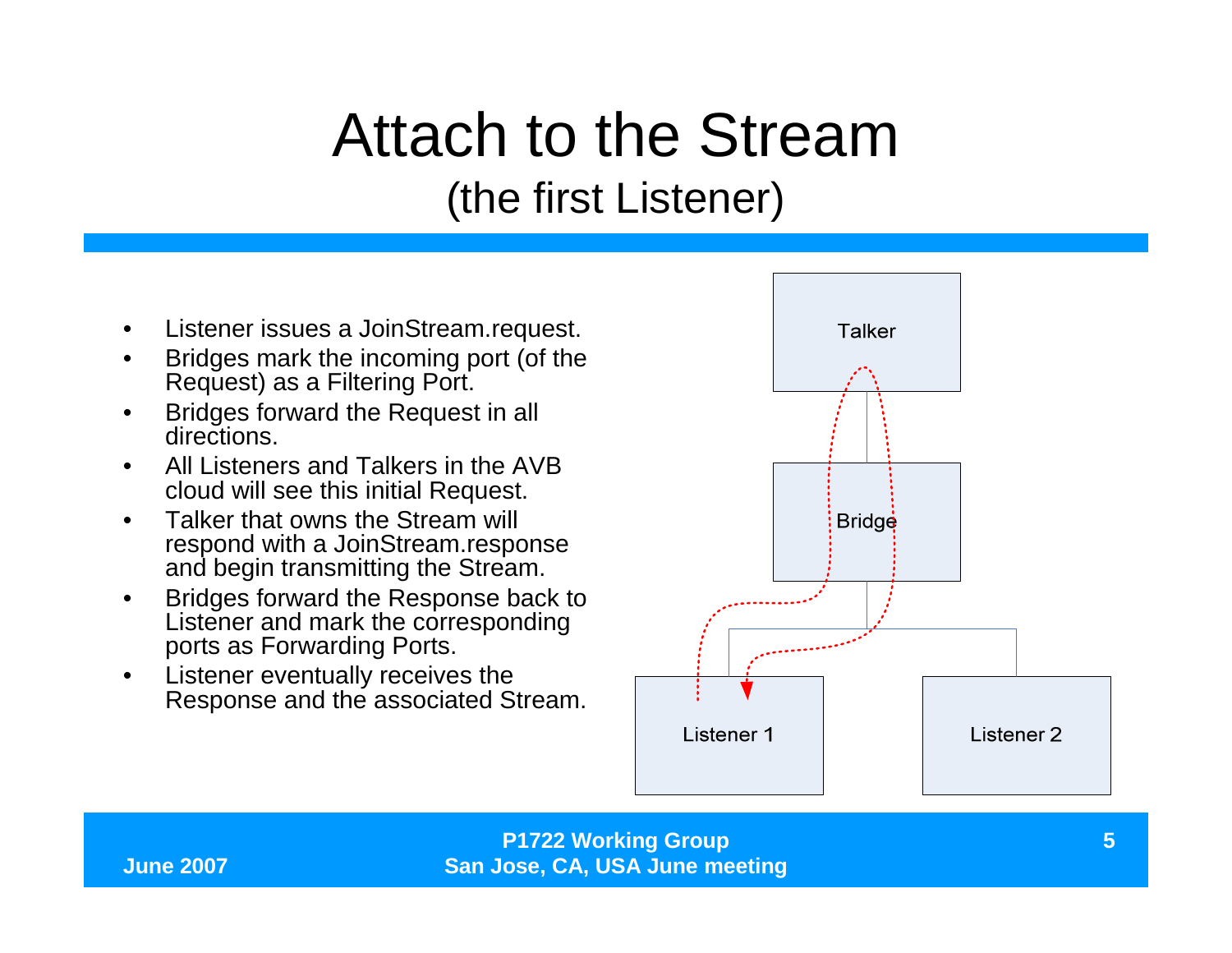# Attach to the Stream

## (the first Listener)

- Listener issues a JoinStream.request.
- Bridges mark the incoming port (of the Request) as a Filtering Port.
- Bridges forward the Request in all directions.
- All Listeners and Talkers in the AVB cloud will see this initial Request.
- Talker that owns the Stream will respond with a JoinStream.response and begin transmitting the Stream.
- Bridges forward the Response back to Listener and mark the corresponding ports as Forwarding Ports.
- Listener eventually receives the Response and the associated Stream.

Talker

Bridge

Listener 1

Listener 2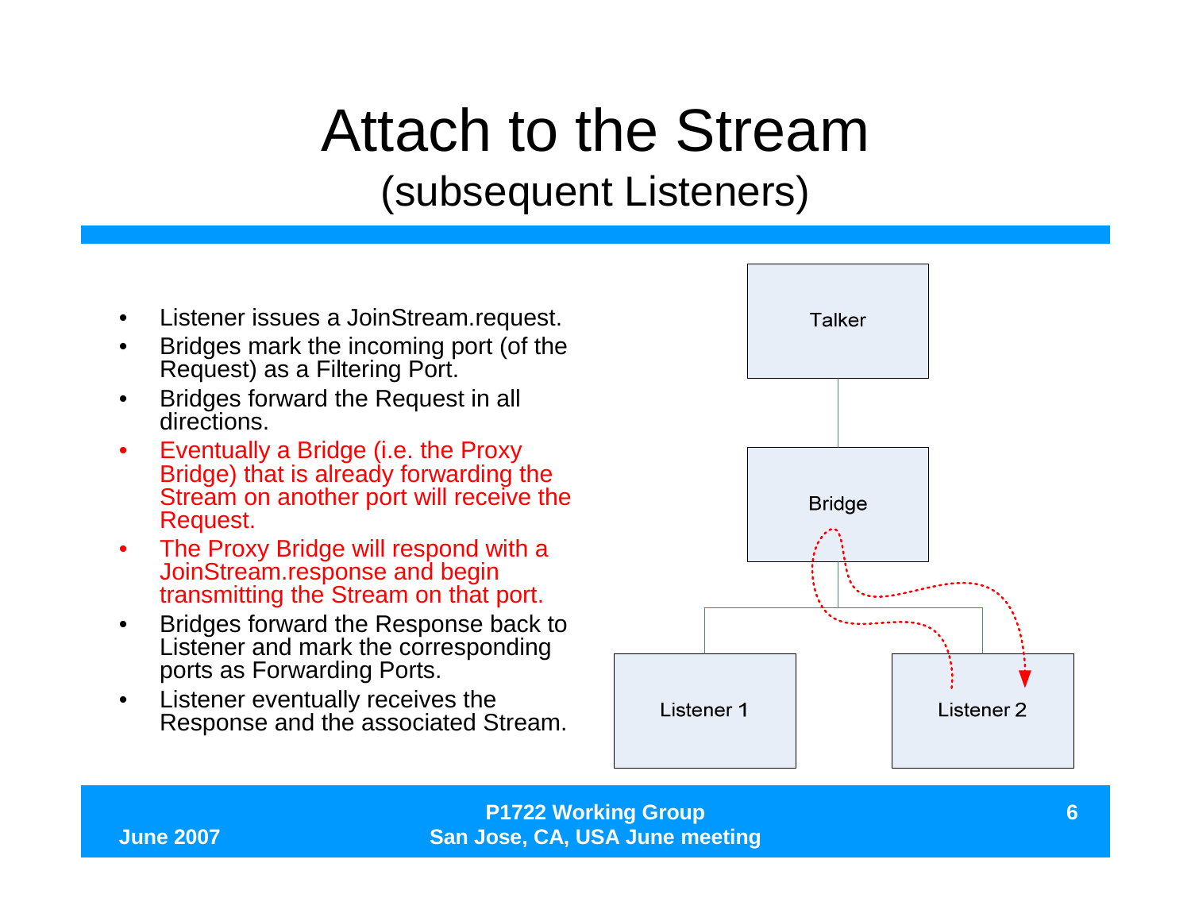# Attach to the Stream

## (subsequent Listeners)

- Listener issues a JoinStream.request.
- Bridges mark the incoming port (of the Request) as a Filtering Port.
- Bridges forward the Request in all directions.
- Eventually a Bridge (i.e. the Proxy Bridge) that is already forwarding the Stream on another port will receive the Request.
- The Proxy Bridge will respond with a JoinStream.response and begin transmitting the Stream on that port.
- Bridges forward the Response back to Listener and mark the corresponding ports as Forwarding Ports.
- Listener eventually receives the Response and the associated Stream.

Talker

Bridge

Listener 1

Listener 2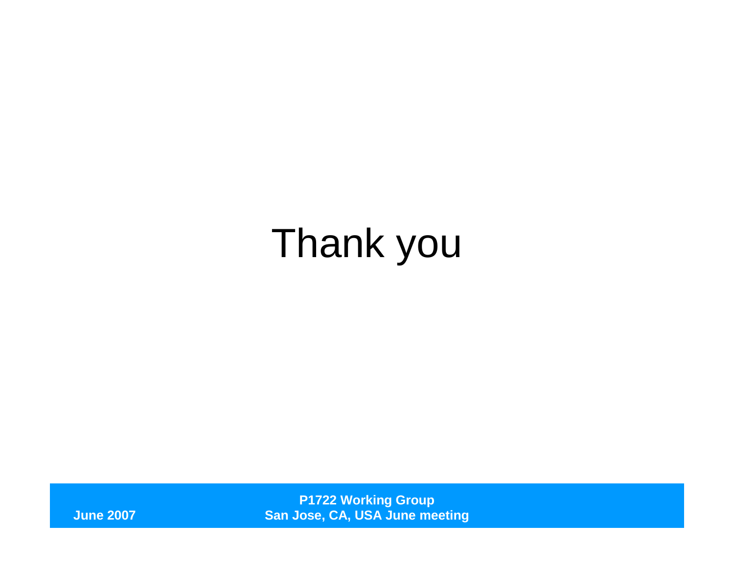# Thank you